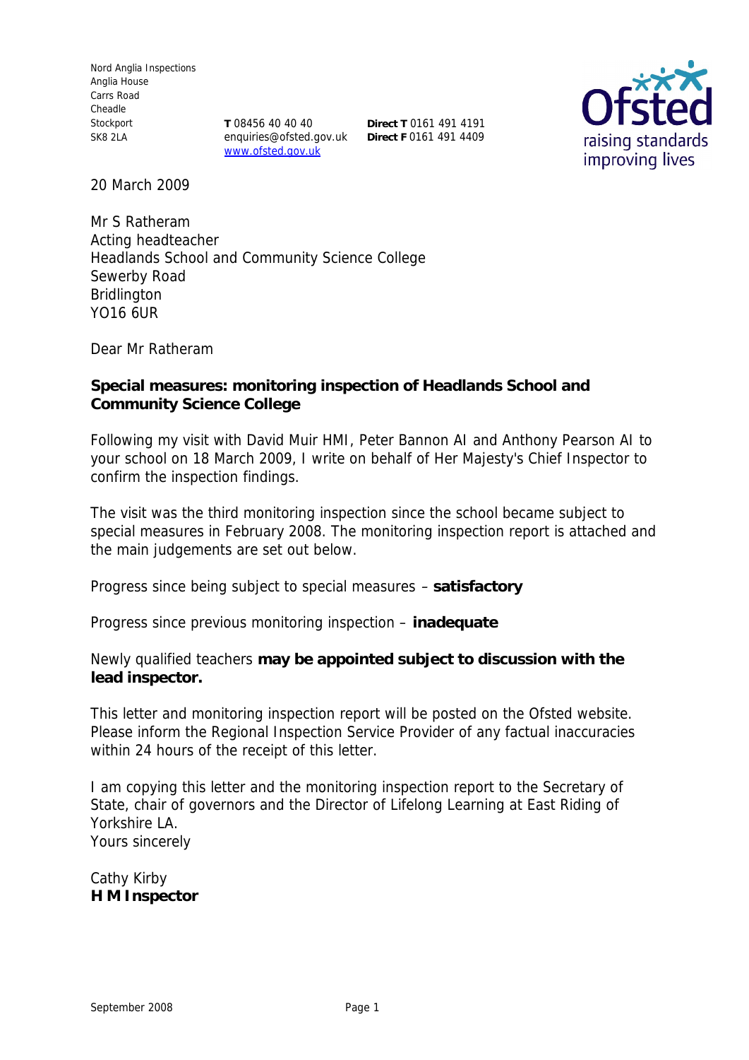Nord Anglia Inspections
Anglia House
Carrs Road
Cheadle
Stockport
SK8 2LA

**T** 08456 40 40 40
enquiries@ofsted.gov.uk
www.ofsted.gov.uk

**Direct T** 0161 491 4191
**Direct F** 0161 491 4409

20 March 2009

Mr S Ratheram
Acting headteacher
Headlands School and Community Science College
Sewerby Road
Bridlington
YO16 6UR

Dear Mr Ratheram

**Special measures: monitoring inspection of Headlands School and Community Science College**

Following my visit with David Muir HMI, Peter Bannon AI and Anthony Pearson AI to your school on 18 March 2009, I write on behalf of Her Majesty's Chief Inspector to confirm the inspection findings.

The visit was the third monitoring inspection since the school became subject to special measures in February 2008. The monitoring inspection report is attached and the main judgements are set out below.

Progress since being subject to special measures – **satisfactory**

Progress since previous monitoring inspection – **inadequate**

Newly qualified teachers **may be appointed subject to discussion with the lead inspector.**

This letter and monitoring inspection report will be posted on the Ofsted website. Please inform the Regional Inspection Service Provider of any factual inaccuracies within 24 hours of the receipt of this letter.

I am copying this letter and the monitoring inspection report to the Secretary of State, chair of governors and the Director of Lifelong Learning at East Riding of Yorkshire LA.

Yours sincerely

Cathy Kirby
**H M Inspector**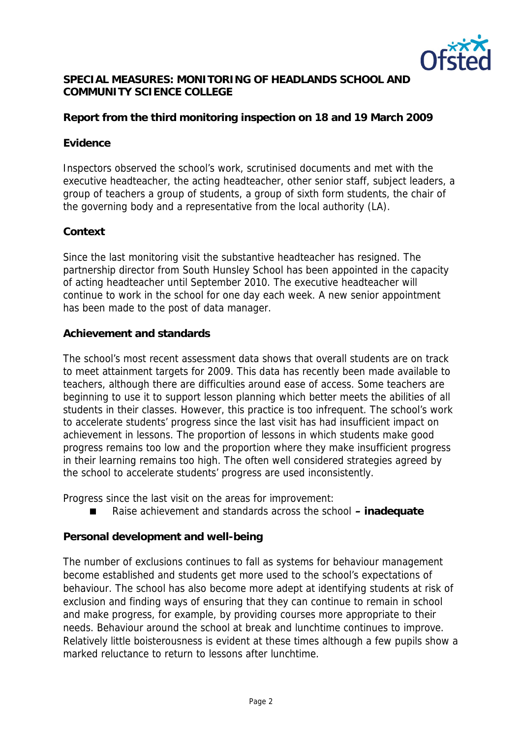## SPECIAL MEASURES: MONITORING OF HEADLANDS SCHOOL AND COMMUNITY SCIENCE COLLEGE

**Report from the third monitoring inspection on 18 and 19 March 2009**

### Evidence

Inspectors observed the school's work, scrutinised documents and met with the executive headteacher, the acting headteacher, other senior staff, subject leaders, a group of teachers a group of students, a group of sixth form students, the chair of the governing body and a representative from the local authority (LA).

### Context

Since the last monitoring visit the substantive headteacher has resigned. The partnership director from South Hunsley School has been appointed in the capacity of acting headteacher until September 2010. The executive headteacher will continue to work in the school for one day each week. A new senior appointment has been made to the post of data manager.

### Achievement and standards

The school's most recent assessment data shows that overall students are on track to meet attainment targets for 2009. This data has recently been made available to teachers, although there are difficulties around ease of access. Some teachers are beginning to use it to support lesson planning which better meets the abilities of all students in their classes. However, this practice is too infrequent. The school's work to accelerate students' progress since the last visit has had insufficient impact on achievement in lessons. The proportion of lessons in which students make good progress remains too low and the proportion where they make insufficient progress in their learning remains too high. The often well considered strategies agreed by the school to accelerate students' progress are used inconsistently.

Progress since the last visit on the areas for improvement:

- Raise achievement and standards across the school **– inadequate**

### Personal development and well-being

The number of exclusions continues to fall as systems for behaviour management become established and students get more used to the school's expectations of behaviour. The school has also become more adept at identifying students at risk of exclusion and finding ways of ensuring that they can continue to remain in school and make progress, for example, by providing courses more appropriate to their needs. Behaviour around the school at break and lunchtime continues to improve. Relatively little boisterousness is evident at these times although a few pupils show a marked reluctance to return to lessons after lunchtime.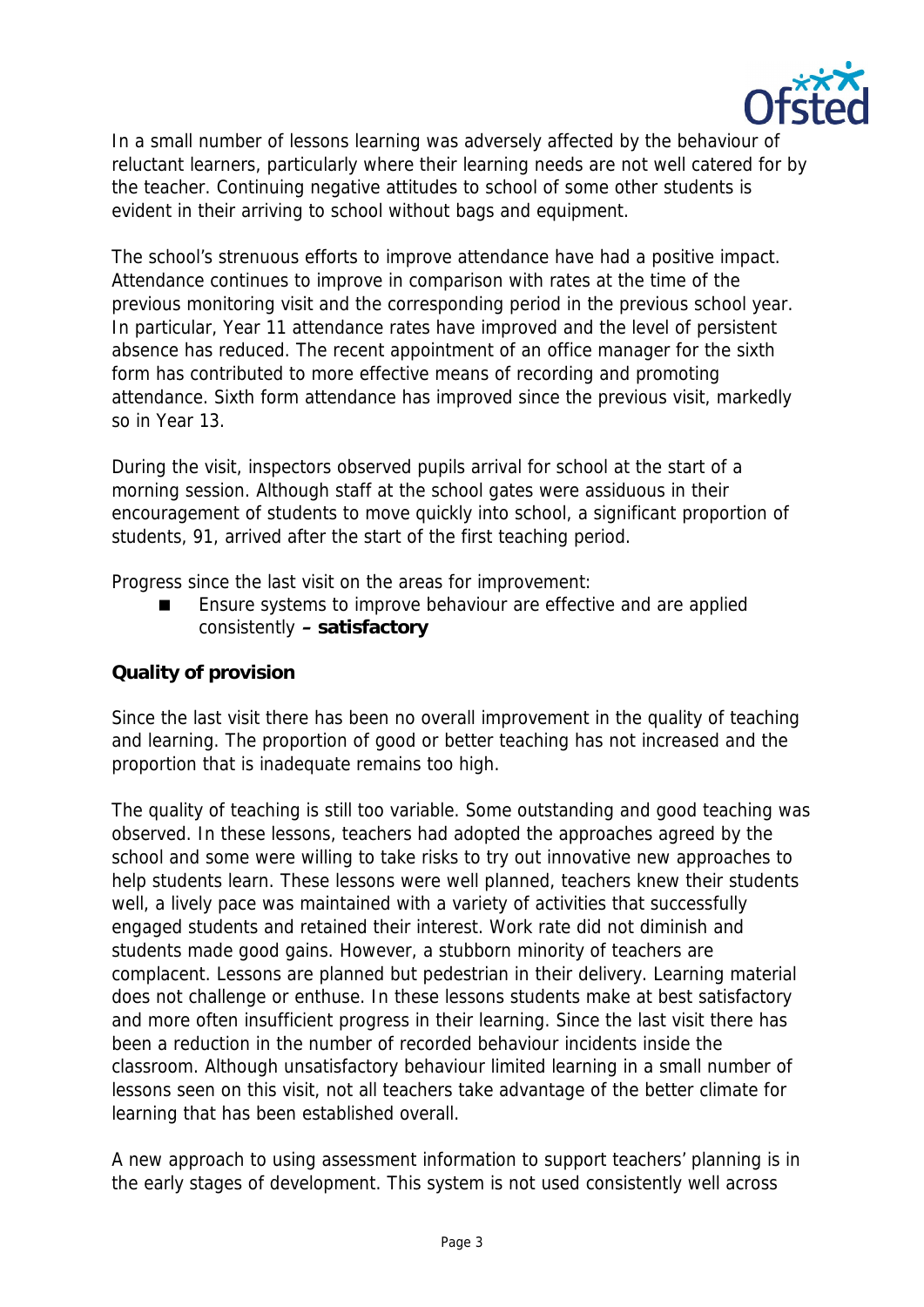In a small number of lessons learning was adversely affected by the behaviour of reluctant learners, particularly where their learning needs are not well catered for by the teacher. Continuing negative attitudes to school of some other students is evident in their arriving to school without bags and equipment.

The school's strenuous efforts to improve attendance have had a positive impact. Attendance continues to improve in comparison with rates at the time of the previous monitoring visit and the corresponding period in the previous school year. In particular, Year 11 attendance rates have improved and the level of persistent absence has reduced. The recent appointment of an office manager for the sixth form has contributed to more effective means of recording and promoting attendance. Sixth form attendance has improved since the previous visit, markedly so in Year 13.

During the visit, inspectors observed pupils arrival for school at the start of a morning session. Although staff at the school gates were assiduous in their encouragement of students to move quickly into school, a significant proportion of students, 91, arrived after the start of the first teaching period.

Progress since the last visit on the areas for improvement:

- Ensure systems to improve behaviour are effective and are applied consistently **– satisfactory**

**Quality of provision**

Since the last visit there has been no overall improvement in the quality of teaching and learning. The proportion of good or better teaching has not increased and the proportion that is inadequate remains too high.

The quality of teaching is still too variable. Some outstanding and good teaching was observed. In these lessons, teachers had adopted the approaches agreed by the school and some were willing to take risks to try out innovative new approaches to help students learn. These lessons were well planned, teachers knew their students well, a lively pace was maintained with a variety of activities that successfully engaged students and retained their interest. Work rate did not diminish and students made good gains. However, a stubborn minority of teachers are complacent. Lessons are planned but pedestrian in their delivery. Learning material does not challenge or enthuse. In these lessons students make at best satisfactory and more often insufficient progress in their learning. Since the last visit there has been a reduction in the number of recorded behaviour incidents inside the classroom. Although unsatisfactory behaviour limited learning in a small number of lessons seen on this visit, not all teachers take advantage of the better climate for learning that has been established overall.

A new approach to using assessment information to support teachers' planning is in the early stages of development. This system is not used consistently well across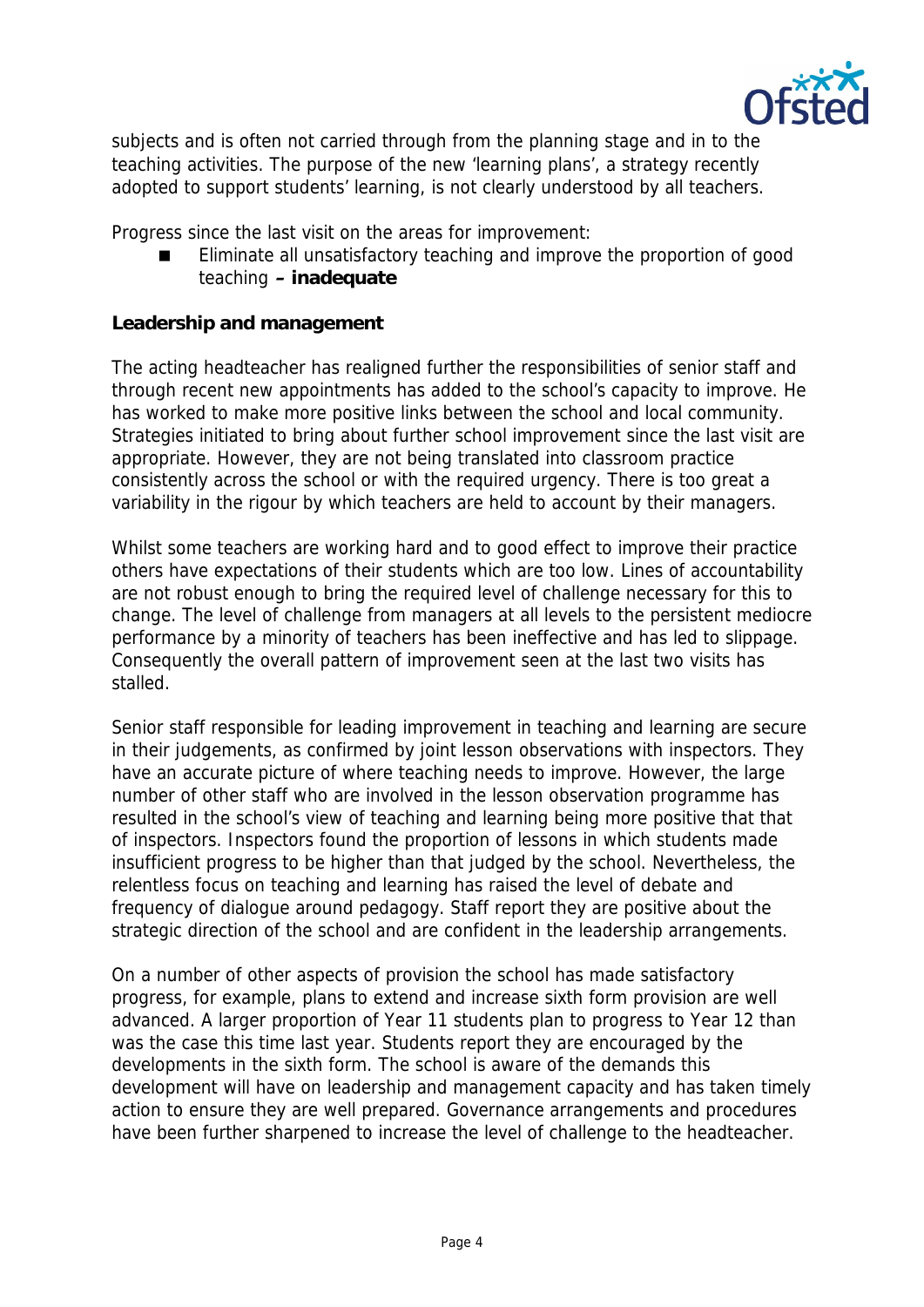subjects and is often not carried through from the planning stage and in to the teaching activities. The purpose of the new 'learning plans', a strategy recently adopted to support students' learning, is not clearly understood by all teachers.

Progress since the last visit on the areas for improvement:

- Eliminate all unsatisfactory teaching and improve the proportion of good teaching **– inadequate**

**Leadership and management**

The acting headteacher has realigned further the responsibilities of senior staff and through recent new appointments has added to the school's capacity to improve. He has worked to make more positive links between the school and local community. Strategies initiated to bring about further school improvement since the last visit are appropriate. However, they are not being translated into classroom practice consistently across the school or with the required urgency. There is too great a variability in the rigour by which teachers are held to account by their managers.

Whilst some teachers are working hard and to good effect to improve their practice others have expectations of their students which are too low. Lines of accountability are not robust enough to bring the required level of challenge necessary for this to change. The level of challenge from managers at all levels to the persistent mediocre performance by a minority of teachers has been ineffective and has led to slippage. Consequently the overall pattern of improvement seen at the last two visits has stalled.

Senior staff responsible for leading improvement in teaching and learning are secure in their judgements, as confirmed by joint lesson observations with inspectors. They have an accurate picture of where teaching needs to improve. However, the large number of other staff who are involved in the lesson observation programme has resulted in the school's view of teaching and learning being more positive that that of inspectors. Inspectors found the proportion of lessons in which students made insufficient progress to be higher than that judged by the school. Nevertheless, the relentless focus on teaching and learning has raised the level of debate and frequency of dialogue around pedagogy. Staff report they are positive about the strategic direction of the school and are confident in the leadership arrangements.

On a number of other aspects of provision the school has made satisfactory progress, for example, plans to extend and increase sixth form provision are well advanced. A larger proportion of Year 11 students plan to progress to Year 12 than was the case this time last year. Students report they are encouraged by the developments in the sixth form. The school is aware of the demands this development will have on leadership and management capacity and has taken timely action to ensure they are well prepared. Governance arrangements and procedures have been further sharpened to increase the level of challenge to the headteacher.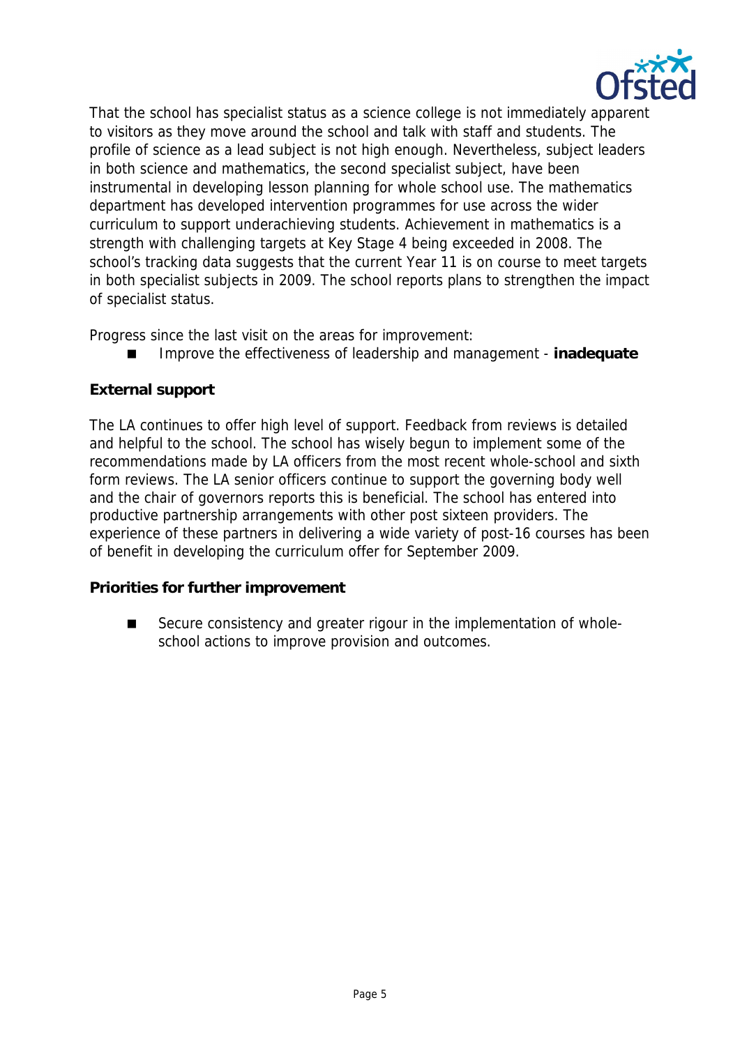That the school has specialist status as a science college is not immediately apparent to visitors as they move around the school and talk with staff and students. The profile of science as a lead subject is not high enough. Nevertheless, subject leaders in both science and mathematics, the second specialist subject, have been instrumental in developing lesson planning for whole school use. The mathematics department has developed intervention programmes for use across the wider curriculum to support underachieving students. Achievement in mathematics is a strength with challenging targets at Key Stage 4 being exceeded in 2008. The school's tracking data suggests that the current Year 11 is on course to meet targets in both specialist subjects in 2009. The school reports plans to strengthen the impact of specialist status.

Progress since the last visit on the areas for improvement:

- Improve the effectiveness of leadership and management - **inadequate**

**External support**

The LA continues to offer high level of support. Feedback from reviews is detailed and helpful to the school. The school has wisely begun to implement some of the recommendations made by LA officers from the most recent whole-school and sixth form reviews. The LA senior officers continue to support the governing body well and the chair of governors reports this is beneficial. The school has entered into productive partnership arrangements with other post sixteen providers. The experience of these partners in delivering a wide variety of post-16 courses has been of benefit in developing the curriculum offer for September 2009.

**Priorities for further improvement**

- Secure consistency and greater rigour in the implementation of whole-school actions to improve provision and outcomes.